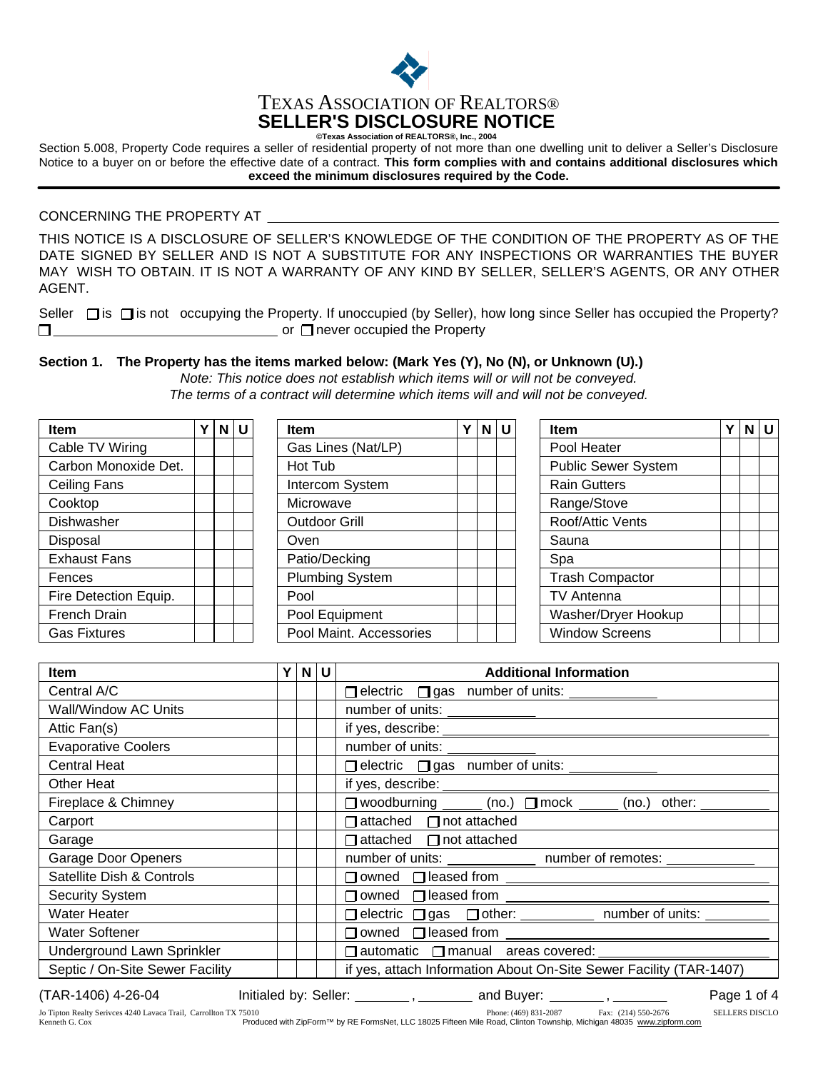# TEXAS ASSOCIATION OF REALTORS®

## SELLER'S DISCLOSURE NOTICE

**©Texas Association of REALTORS®, Inc., 2004**

Section 5.008, Property Code requires a seller of residential property of not more than one dwelling unit to deliver a Seller's Disclosure Notice to a buyer on or before the effective date of a contract. **This form complies with and contains additional disclosures which exceed the minimum disclosures required by the Code.**

CONCERNING THE PROPERTY AT ____________________________________________

THIS NOTICE IS A DISCLOSURE OF SELLER'S KNOWLEDGE OF THE CONDITION OF THE PROPERTY AS OF THE DATE SIGNED BY SELLER AND IS NOT A SUBSTITUTE FOR ANY INSPECTIONS OR WARRANTIES THE BUYER MAY WISH TO OBTAIN. IT IS NOT A WARRANTY OF ANY KIND BY SELLER, SELLER'S AGENTS, OR ANY OTHER AGENT.

Seller ☐ is ☐ is not occupying the Property. If unoccupied (by Seller), how long since Seller has occupied the Property? ☐ ______________________________ or ☐ never occupied the Property

**Section 1. The Property has the items marked below: (Mark Yes (Y), No (N), or Unknown (U).)**

*Note: This notice does not establish which items will or will not be conveyed. The terms of a contract will determine which items will and will not be conveyed.*

| Item | Y | N | U | Item | Y | N | U | Item | Y | N | U |
|---|---|---|---|---|---|---|---|---|---|---|---|
| Cable TV Wiring | | | | Gas Lines (Nat/LP) | | | | Pool Heater | | | |
| Carbon Monoxide Det. | | | | Hot Tub | | | | Public Sewer System | | | |
| Ceiling Fans | | | | Intercom System | | | | Rain Gutters | | | |
| Cooktop | | | | Microwave | | | | Range/Stove | | | |
| Dishwasher | | | | Outdoor Grill | | | | Roof/Attic Vents | | | |
| Disposal | | | | Oven | | | | Sauna | | | |
| Exhaust Fans | | | | Patio/Decking | | | | Spa | | | |
| Fences | | | | Plumbing System | | | | Trash Compactor | | | |
| Fire Detection Equip. | | | | Pool | | | | TV Antenna | | | |
| French Drain | | | | Pool Equipment | | | | Washer/Dryer Hookup | | | |
| Gas Fixtures | | | | Pool Maint. Accessories | | | | Window Screens | | | |

| Item | Y | N | U | Additional Information |
|---|---|---|---|---|
| Central A/C | | | | ☐ electric ☐ gas number of units: ________ |
| Wall/Window AC Units | | | | number of units: ________ |
| Attic Fan(s) | | | | if yes, describe: ________ |
| Evaporative Coolers | | | | number of units: ________ |
| Central Heat | | | | ☐ electric ☐ gas number of units: ________ |
| Other Heat | | | | if yes, describe: ________ |
| Fireplace & Chimney | | | | ☐ woodburning _____ (no.) ☐ mock _____ (no.) other: ________ |
| Carport | | | | ☐ attached ☐ not attached |
| Garage | | | | ☐ attached ☐ not attached |
| Garage Door Openers | | | | number of units: ________ number of remotes: ________ |
| Satellite Dish & Controls | | | | ☐ owned ☐ leased from ________ |
| Security System | | | | ☐ owned ☐ leased from ________ |
| Water Heater | | | | ☐ electric ☐ gas ☐ other: ________ number of units: ________ |
| Water Softener | | | | ☐ owned ☐ leased from ________ |
| Underground Lawn Sprinkler | | | | ☐ automatic ☐ manual areas covered: ________ |
| Septic / On-Site Sewer Facility | | | | if yes, attach Information About On-Site Sewer Facility (TAR-1407) |

(TAR-1406) 4-26-04 Initialed by: Seller: _______ , _______ and Buyer: _______ , _______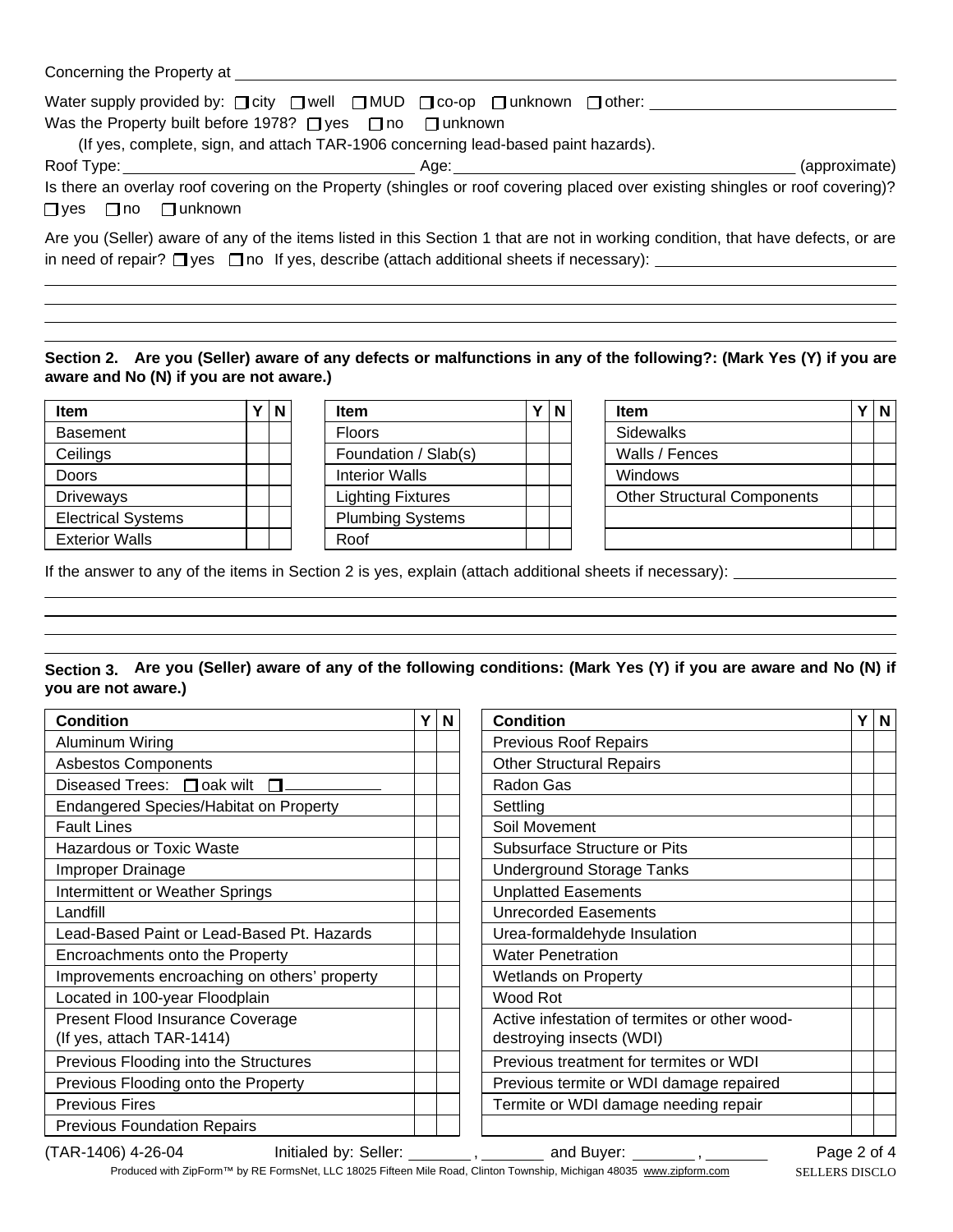Concerning the Property at ____________________

Water supply provided by: ☐ city ☐ well ☐ MUD ☐ co-op ☐ unknown ☐ other: ____________________

Was the Property built before 1978? ☐ yes ☐ no ☐ unknown

(If yes, complete, sign, and attach TAR-1906 concerning lead-based paint hazards).

Roof Type: ____________________ Age: ____________________ (approximate)

Is there an overlay roof covering on the Property (shingles or roof covering placed over existing shingles or roof covering)? ☐ yes ☐ no ☐ unknown

Are you (Seller) aware of any of the items listed in this Section 1 that are not in working condition, that have defects, or are in need of repair? ☐ yes ☐ no If yes, describe (attach additional sheets if necessary): ____________________

____________________

____________________

____________________

____________________

**Section 2. Are you (Seller) aware of any defects or malfunctions in any of the following?: (Mark Yes (Y) if you are aware and No (N) if you are not aware.)**

| Item | Y | N | Item | Y | N | Item | Y | N |
|---|---|---|---|---|---|---|---|---|
| Basement | | | Floors | | | Sidewalks | | |
| Ceilings | | | Foundation / Slab(s) | | | Walls / Fences | | |
| Doors | | | Interior Walls | | | Windows | | |
| Driveways | | | Lighting Fixtures | | | Other Structural Components | | |
| Electrical Systems | | | Plumbing Systems | | | | | |
| Exterior Walls | | | Roof | | | | | |

If the answer to any of the items in Section 2 is yes, explain (attach additional sheets if necessary): ____________________

____________________

____________________

____________________

____________________

**Section 3. Are you (Seller) aware of any of the following conditions: (Mark Yes (Y) if you are aware and No (N) if you are not aware.)**

| Condition | Y | N | Condition | Y | N |
|---|---|---|---|---|---|
| Aluminum Wiring | | | Previous Roof Repairs | | |
| Asbestos Components | | | Other Structural Repairs | | |
| Diseased Trees: ☐ oak wilt ☐ ________ | | | Radon Gas | | |
| Endangered Species/Habitat on Property | | | Settling | | |
| Fault Lines | | | Soil Movement | | |
| Hazardous or Toxic Waste | | | Subsurface Structure or Pits | | |
| Improper Drainage | | | Underground Storage Tanks | | |
| Intermittent or Weather Springs | | | Unplatted Easements | | |
| Landfill | | | Unrecorded Easements | | |
| Lead-Based Paint or Lead-Based Pt. Hazards | | | Urea-formaldehyde Insulation | | |
| Encroachments onto the Property | | | Water Penetration | | |
| Improvements encroaching on others' property | | | Wetlands on Property | | |
| Located in 100-year Floodplain | | | Wood Rot | | |
| Present Flood Insurance Coverage (If yes, attach TAR-1414) | | | Active infestation of termites or other wood-destroying insects (WDI) | | |
| Previous Flooding into the Structures | | | Previous treatment for termites or WDI | | |
| Previous Flooding onto the Property | | | Previous termite or WDI damage repaired | | |
| Previous Fires | | | Termite or WDI damage needing repair | | |
| Previous Foundation Repairs | | | | | |

(TAR-1406) 4-26-04 Initialed by: Seller: ______, ______ and Buyer: ______, ______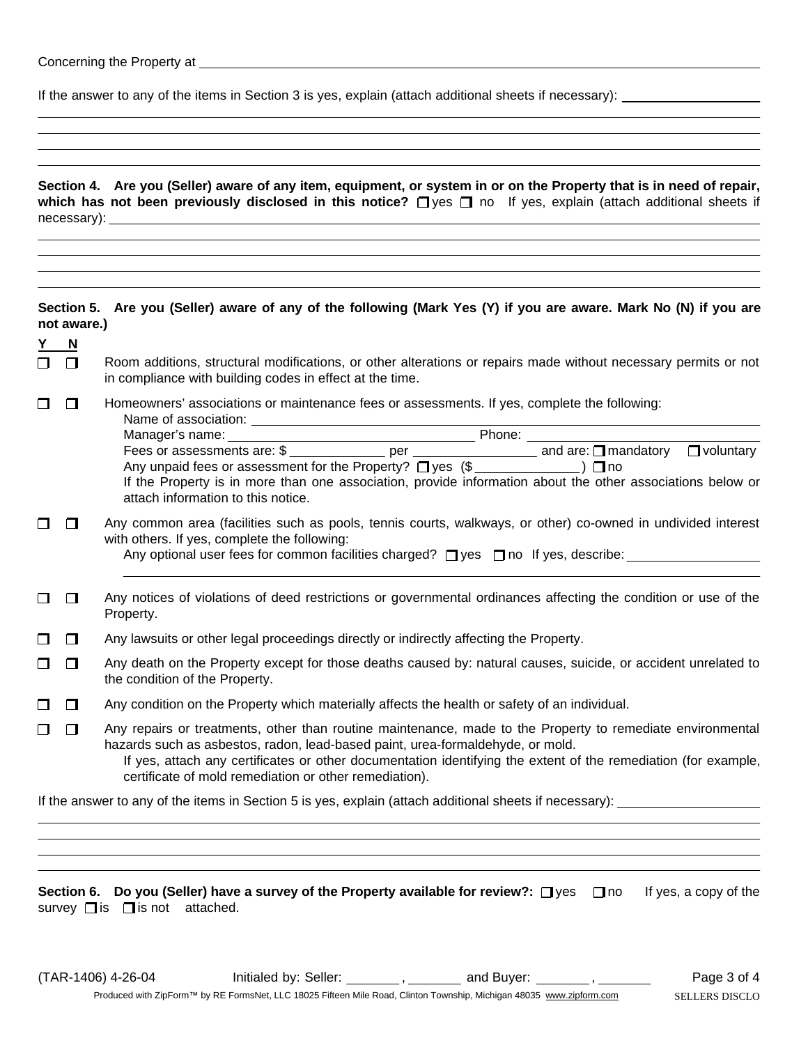Concerning the Property at ____________________

If the answer to any of the items in Section 3 is yes, explain (attach additional sheets if necessary): ____________________

**Section 4. Are you (Seller) aware of any item, equipment, or system in or on the Property that is in need of repair, which has not been previously disclosed in this notice?** ☐ yes ☐ no If yes, explain (attach additional sheets if necessary): ____________________

**Section 5. Are you (Seller) aware of any of the following (Mark Yes (Y) if you are aware. Mark No (N) if you are not aware.)**

| Y | N | |
|---|---|---|
| ☐ | ☐ | Room additions, structural modifications, or other alterations or repairs made without necessary permits or not in compliance with building codes in effect at the time. |
| ☐ | ☐ | Homeowners' associations or maintenance fees or assessments. If yes, complete the following:<br>Name of association: ____________________<br>Manager's name: ____________________ Phone: ____________________<br>Fees or assessments are: $ __________ per __________ and are: ☐ mandatory ☐ voluntary<br>Any unpaid fees or assessment for the Property? ☐ yes ($ __________ ) ☐ no<br>If the Property is in more than one association, provide information about the other associations below or attach information to this notice. |
| ☐ | ☐ | Any common area (facilities such as pools, tennis courts, walkways, or other) co-owned in undivided interest with others. If yes, complete the following:<br>Any optional user fees for common facilities charged? ☐ yes ☐ no If yes, describe: ____________________ |
| ☐ | ☐ | Any notices of violations of deed restrictions or governmental ordinances affecting the condition or use of the Property. |
| ☐ | ☐ | Any lawsuits or other legal proceedings directly or indirectly affecting the Property. |
| ☐ | ☐ | Any death on the Property except for those deaths caused by: natural causes, suicide, or accident unrelated to the condition of the Property. |
| ☐ | ☐ | Any condition on the Property which materially affects the health or safety of an individual. |
| ☐ | ☐ | Any repairs or treatments, other than routine maintenance, made to the Property to remediate environmental hazards such as asbestos, radon, lead-based paint, urea-formaldehyde, or mold.<br>If yes, attach any certificates or other documentation identifying the extent of the remediation (for example, certificate of mold remediation or other remediation). |

If the answer to any of the items in Section 5 is yes, explain (attach additional sheets if necessary): ____________________

**Section 6. Do you (Seller) have a survey of the Property available for review?:** ☐ yes ☐ no If yes, a copy of the survey ☐ is ☐ is not attached.

(TAR-1406) 4-26-04 Initialed by: Seller: ______ , ______ and Buyer: ______ , ______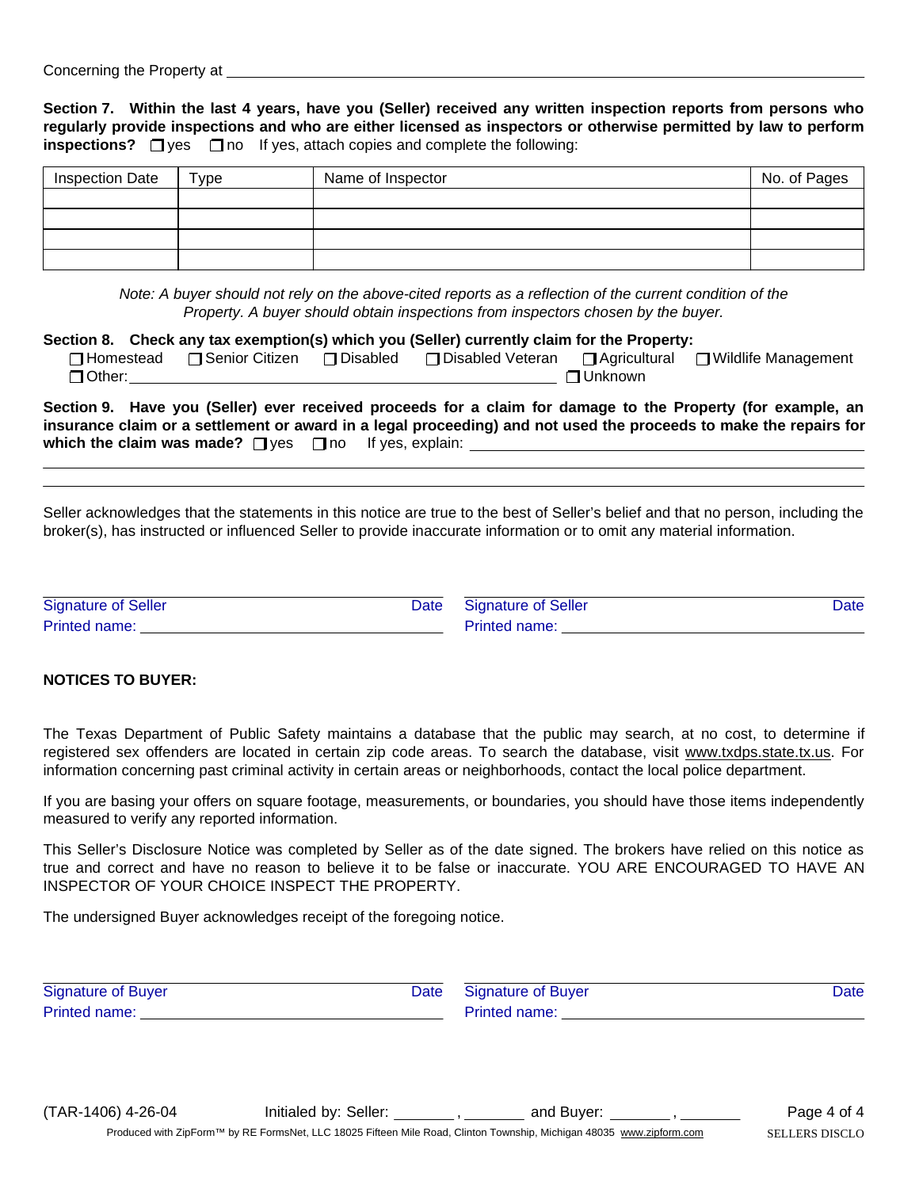Concerning the Property at \_\_\_\_\_\_\_\_\_\_\_\_\_\_\_\_\_\_\_\_\_\_\_\_\_\_\_\_\_\_\_\_\_\_\_\_\_\_\_\_

**Section 7. Within the last 4 years, have you (Seller) received any written inspection reports from persons who regularly provide inspections and who are either licensed as inspectors or otherwise permitted by law to perform inspections?** ☐ yes ☐ no If yes, attach copies and complete the following:

| Inspection Date | Type | Name of Inspector | No. of Pages |
|---|---|---|---|
| | | | |
| | | | |
| | | | |
| | | | |

*Note: A buyer should not rely on the above-cited reports as a reflection of the current condition of the Property. A buyer should obtain inspections from inspectors chosen by the buyer.*

**Section 8. Check any tax exemption(s) which you (Seller) currently claim for the Property:**

☐ Homestead ☐ Senior Citizen ☐ Disabled ☐ Disabled Veteran ☐ Agricultural ☐ Wildlife Management
☐ Other: \_\_\_\_\_\_\_\_\_\_\_\_\_\_\_\_\_\_\_\_\_\_\_\_\_\_\_\_ ☐ Unknown

**Section 9. Have you (Seller) ever received proceeds for a claim for damage to the Property (for example, an insurance claim or a settlement or award in a legal proceeding) and not used the proceeds to make the repairs for which the claim was made?** ☐ yes ☐ no If yes, explain: \_\_\_\_\_\_\_\_\_\_\_\_\_\_\_\_\_\_\_\_\_\_\_\_\_\_\_\_

Seller acknowledges that the statements in this notice are true to the best of Seller's belief and that no person, including the broker(s), has instructed or influenced Seller to provide inaccurate information or to omit any material information.

Signature of Seller \_\_\_\_\_\_\_\_\_\_\_\_\_\_\_\_\_\_ Date
Printed name: \_\_\_\_\_\_\_\_\_\_\_\_\_\_\_\_\_\_

Signature of Seller \_\_\_\_\_\_\_\_\_\_\_\_\_\_\_\_\_\_ Date
Printed name: \_\_\_\_\_\_\_\_\_\_\_\_\_\_\_\_\_\_

**NOTICES TO BUYER:**

The Texas Department of Public Safety maintains a database that the public may search, at no cost, to determine if registered sex offenders are located in certain zip code areas. To search the database, visit www.txdps.state.tx.us. For information concerning past criminal activity in certain areas or neighborhoods, contact the local police department.

If you are basing your offers on square footage, measurements, or boundaries, you should have those items independently measured to verify any reported information.

This Seller's Disclosure Notice was completed by Seller as of the date signed. The brokers have relied on this notice as true and correct and have no reason to believe it to be false or inaccurate. YOU ARE ENCOURAGED TO HAVE AN INSPECTOR OF YOUR CHOICE INSPECT THE PROPERTY.

The undersigned Buyer acknowledges receipt of the foregoing notice.

Signature of Buyer \_\_\_\_\_\_\_\_\_\_\_\_\_\_\_\_\_\_ Date
Printed name: \_\_\_\_\_\_\_\_\_\_\_\_\_\_\_\_\_\_

Signature of Buyer \_\_\_\_\_\_\_\_\_\_\_\_\_\_\_\_\_\_ Date
Printed name: \_\_\_\_\_\_\_\_\_\_\_\_\_\_\_\_\_\_

(TAR-1406) 4-26-04 Initialed by: Seller: \_\_\_\_\_\_\_, \_\_\_\_\_\_\_ and Buyer: \_\_\_\_\_\_\_, \_\_\_\_\_\_\_

Produced with ZipForm™ by RE FormsNet, LLC 18025 Fifteen Mile Road, Clinton Township, Michigan 48035 www.zipform.com SELLERS DISCLO